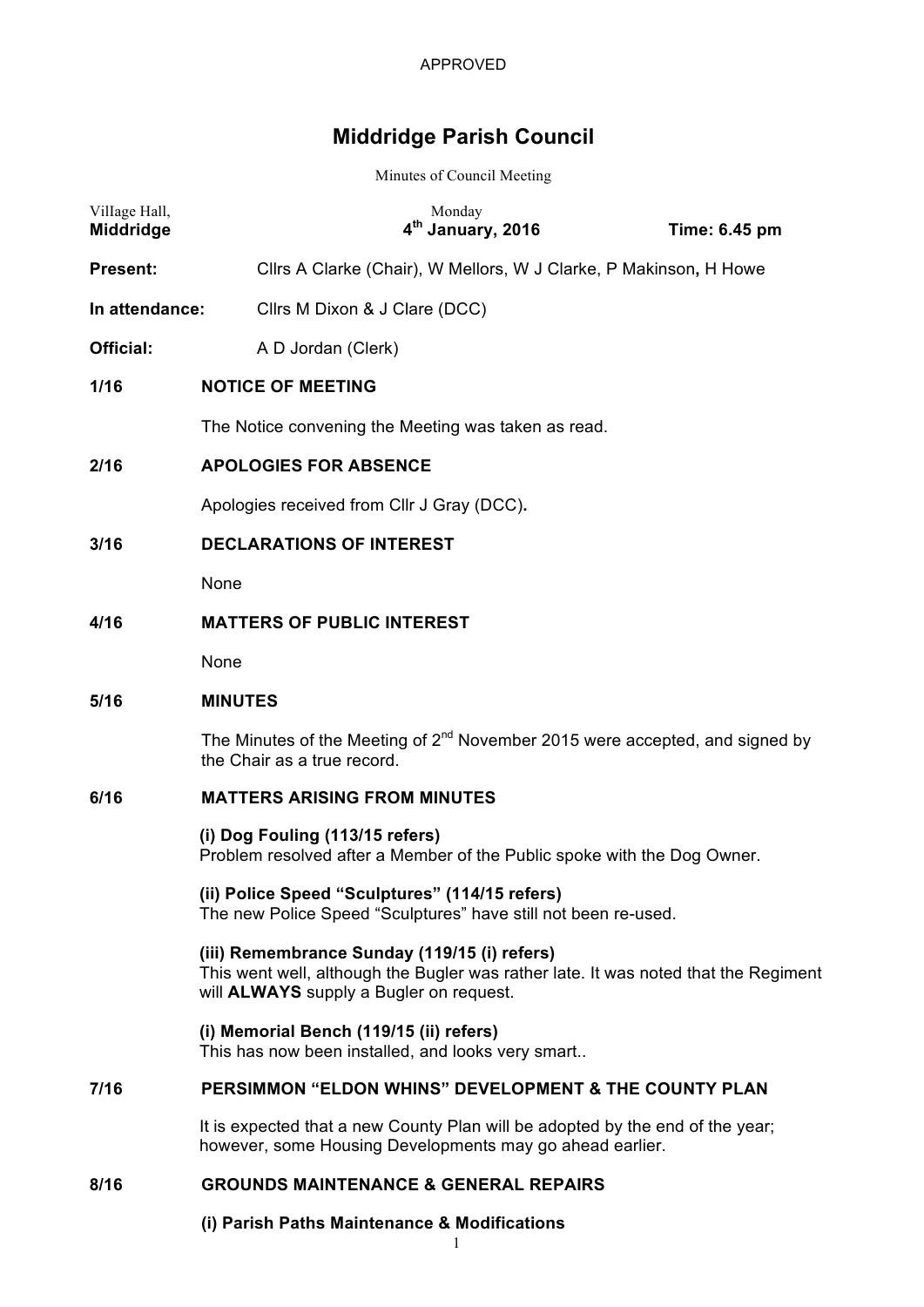APPROVED

# Middridge Parish Council

Minutes of Council Meeting

| VilIage Hall, Middridge | Monday 4th January, 2016 | Time: 6.45 pm |
|---|---|---|

**Present:** Cllrs A Clarke (Chair), W Mellors, W J Clarke, P Makinson**,** H Howe

**In attendance:** Cllrs M Dixon & J Clare (DCC)

**Official:** A D Jordan (Clerk)

**1/16 NOTICE OF MEETING**

The Notice convening the Meeting was taken as read.

**2/16 APOLOGIES FOR ABSENCE**

Apologies received from Cllr J Gray (DCC)**.**

**3/16 DECLARATIONS OF INTEREST**

None

**4/16 MATTERS OF PUBLIC INTEREST**

None

**5/16 MINUTES**

The Minutes of the Meeting of 2nd November 2015 were accepted, and signed by the Chair as a true record.

**6/16 MATTERS ARISING FROM MINUTES**

**(i) Dog Fouling (113/15 refers)**
Problem resolved after a Member of the Public spoke with the Dog Owner.

**(ii) Police Speed "Sculptures" (114/15 refers)**
The new Police Speed "Sculptures" have still not been re-used.

**(iii) Remembrance Sunday (119/15 (i) refers)**
This went well, although the Bugler was rather late. It was noted that the Regiment will **ALWAYS** supply a Bugler on request.

**(i) Memorial Bench (119/15 (ii) refers)**
This has now been installed, and looks very smart..

**7/16 PERSIMMON "ELDON WHINS" DEVELOPMENT & THE COUNTY PLAN**

It is expected that a new County Plan will be adopted by the end of the year; however, some Housing Developments may go ahead earlier.

**8/16 GROUNDS MAINTENANCE & GENERAL REPAIRS**

**(i) Parish Paths Maintenance & Modifications**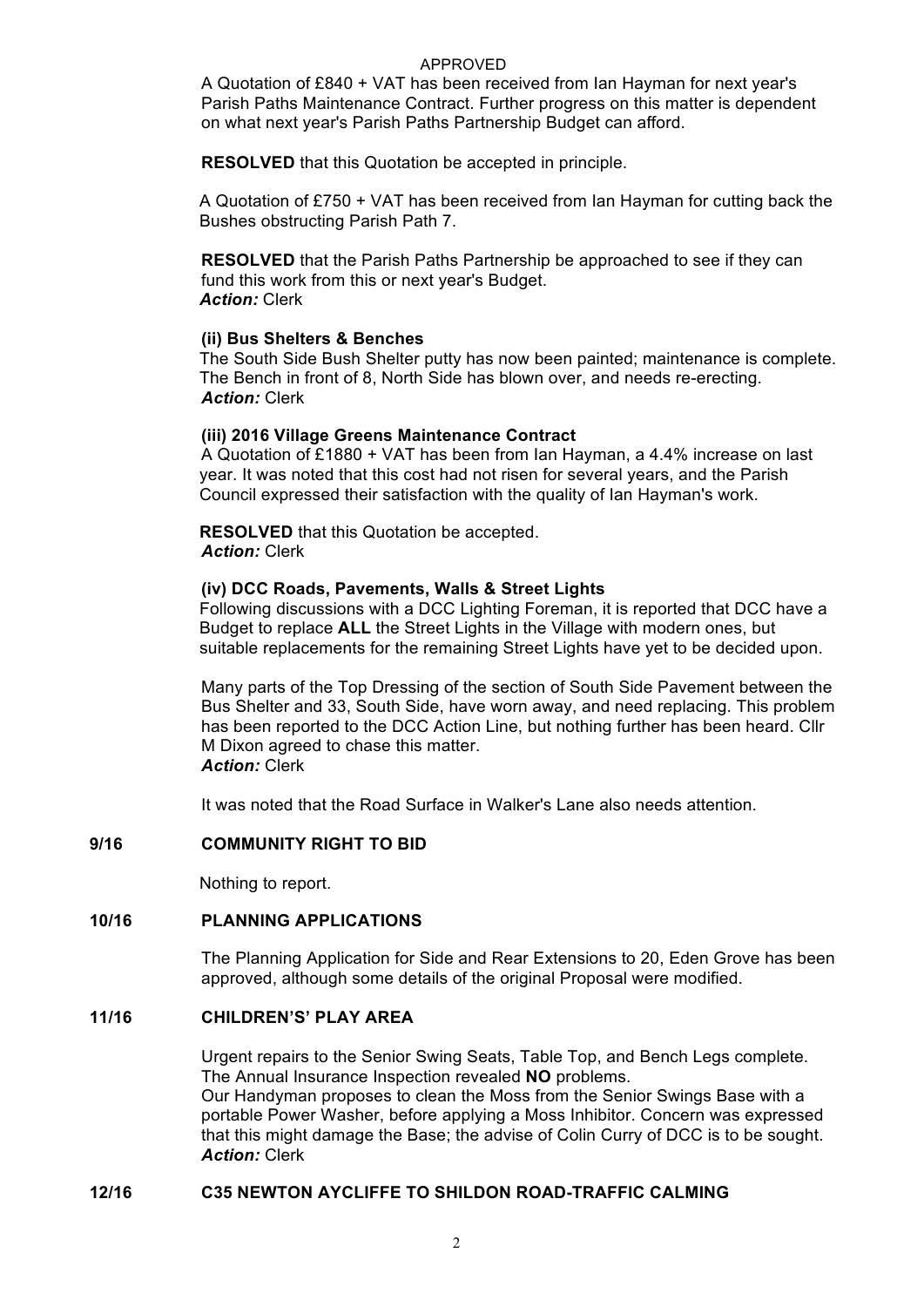APPROVED

A Quotation of £840 + VAT has been received from Ian Hayman for next year's Parish Paths Maintenance Contract. Further progress on this matter is dependent on what next year's Parish Paths Partnership Budget can afford.

**RESOLVED** that this Quotation be accepted in principle.

A Quotation of £750 + VAT has been received from Ian Hayman for cutting back the Bushes obstructing Parish Path 7.

**RESOLVED** that the Parish Paths Partnership be approached to see if they can fund this work from this or next year's Budget.
***Action:*** Clerk

**(ii) Bus Shelters & Benches**

The South Side Bush Shelter putty has now been painted; maintenance is complete. The Bench in front of 8, North Side has blown over, and needs re-erecting.
***Action:*** Clerk

**(iii) 2016 Village Greens Maintenance Contract**

A Quotation of £1880 + VAT has been from Ian Hayman, a 4.4% increase on last year. It was noted that this cost had not risen for several years, and the Parish Council expressed their satisfaction with the quality of Ian Hayman's work.

**RESOLVED** that this Quotation be accepted.
***Action:*** Clerk

**(iv) DCC Roads, Pavements, Walls & Street Lights**

Following discussions with a DCC Lighting Foreman, it is reported that DCC have a Budget to replace **ALL** the Street Lights in the Village with modern ones, but suitable replacements for the remaining Street Lights have yet to be decided upon.

Many parts of the Top Dressing of the section of South Side Pavement between the Bus Shelter and 33, South Side, have worn away, and need replacing. This problem has been reported to the DCC Action Line, but nothing further has been heard. Cllr M Dixon agreed to chase this matter.
***Action:*** Clerk

It was noted that the Road Surface in Walker's Lane also needs attention.

**9/16 COMMUNITY RIGHT TO BID**

Nothing to report.

**10/16 PLANNING APPLICATIONS**

The Planning Application for Side and Rear Extensions to 20, Eden Grove has been approved, although some details of the original Proposal were modified.

**11/16 CHILDRENS' PLAY AREA**

Urgent repairs to the Senior Swing Seats, Table Top, and Bench Legs complete.
The Annual Insurance Inspection revealed **NO** problems.
Our Handyman proposes to clean the Moss from the Senior Swings Base with a portable Power Washer, before applying a Moss Inhibitor. Concern was expressed that this might damage the Base; the advise of Colin Curry of DCC is to be sought.
***Action:*** Clerk

**12/16 C35 NEWTON AYCLIFFE TO SHILDON ROAD-TRAFFIC CALMING**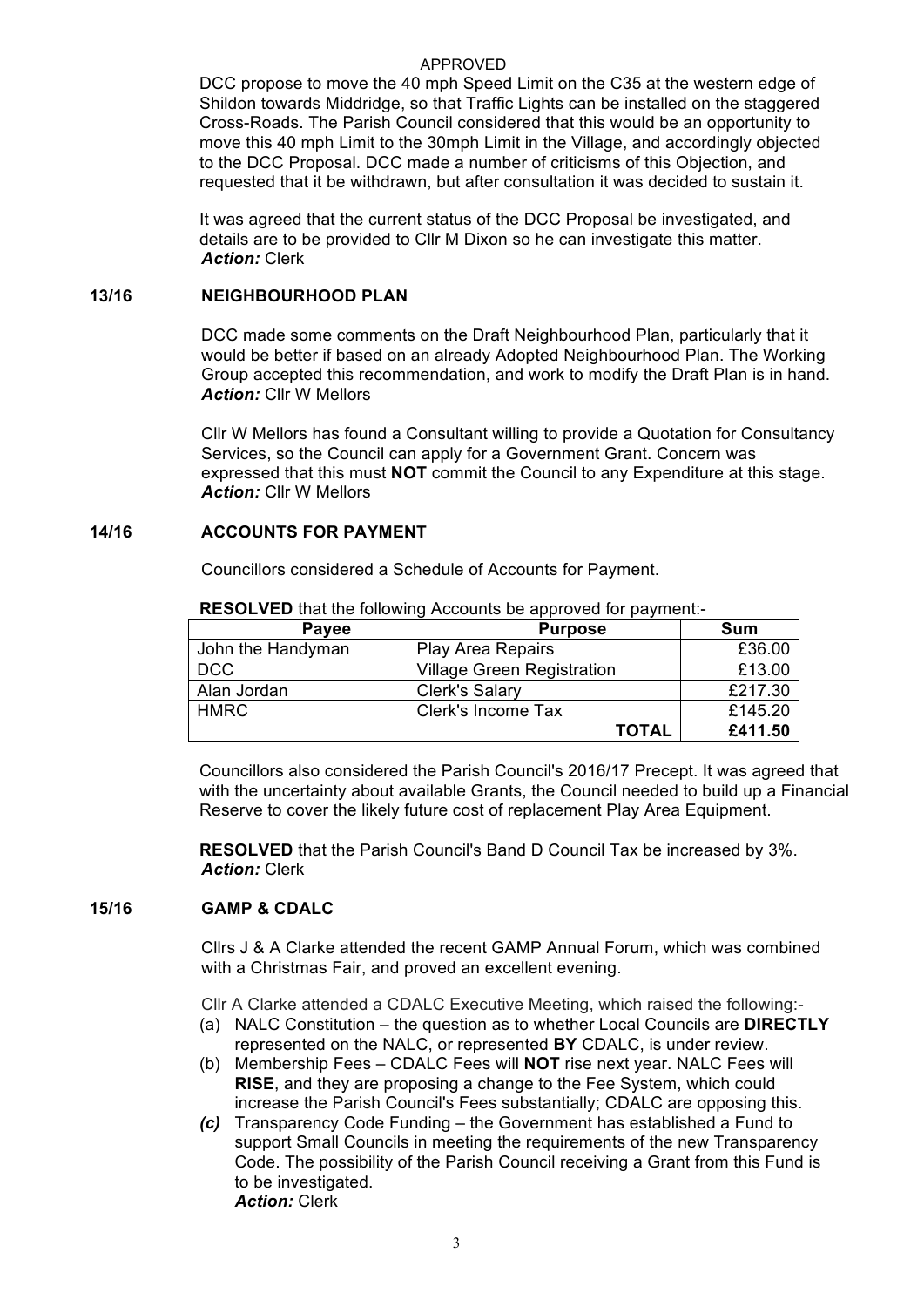APPROVED

DCC propose to move the 40 mph Speed Limit on the C35 at the western edge of Shildon towards Middridge, so that Traffic Lights can be installed on the staggered Cross-Roads. The Parish Council considered that this would be an opportunity to move this 40 mph Limit to the 30mph Limit in the Village, and accordingly objected to the DCC Proposal. DCC made a number of criticisms of this Objection, and requested that it be withdrawn, but after consultation it was decided to sustain it.

It was agreed that the current status of the DCC Proposal be investigated, and details are to be provided to Cllr M Dixon so he can investigate this matter.
***Action:*** Clerk

## 13/16 NEIGHBOURHOOD PLAN

DCC made some comments on the Draft Neighbourhood Plan, particularly that it would be better if based on an already Adopted Neighbourhood Plan. The Working Group accepted this recommendation, and work to modify the Draft Plan is in hand.
***Action:*** Cllr W Mellors

Cllr W Mellors has found a Consultant willing to provide a Quotation for Consultancy Services, so the Council can apply for a Government Grant. Concern was expressed that this must **NOT** commit the Council to any Expenditure at this stage.
***Action:*** Cllr W Mellors

## 14/16 ACCOUNTS FOR PAYMENT

Councillors considered a Schedule of Accounts for Payment.

**RESOLVED** that the following Accounts be approved for payment:-

| Payee | Purpose | Sum |
|---|---|---|
| John the Handyman | Play Area Repairs | £36.00 |
| DCC | Village Green Registration | £13.00 |
| Alan Jordan | Clerk's Salary | £217.30 |
| HMRC | Clerk's Income Tax | £145.20 |
| | **TOTAL** | **£411.50** |

Councillors also considered the Parish Council's 2016/17 Precept. It was agreed that with the uncertainty about available Grants, the Council needed to build up a Financial Reserve to cover the likely future cost of replacement Play Area Equipment.

**RESOLVED** that the Parish Council's Band D Council Tax be increased by 3%.
***Action:*** Clerk

## 15/16 GAMP & CDALC

Cllrs J & A Clarke attended the recent GAMP Annual Forum, which was combined with a Christmas Fair, and proved an excellent evening.

Cllr A Clarke attended a CDALC Executive Meeting, which raised the following:-

(a) NALC Constitution – the question as to whether Local Councils are **DIRECTLY** represented on the NALC, or represented **BY** CDALC, is under review.

(b) Membership Fees – CDALC Fees will **NOT** rise next year. NALC Fees will **RISE**, and they are proposing a change to the Fee System, which could increase the Parish Council's Fees substantially; CDALC are opposing this.

***(c)*** Transparency Code Funding – the Government has established a Fund to support Small Councils in meeting the requirements of the new Transparency Code. The possibility of the Parish Council receiving a Grant from this Fund is to be investigated.
***Action:*** Clerk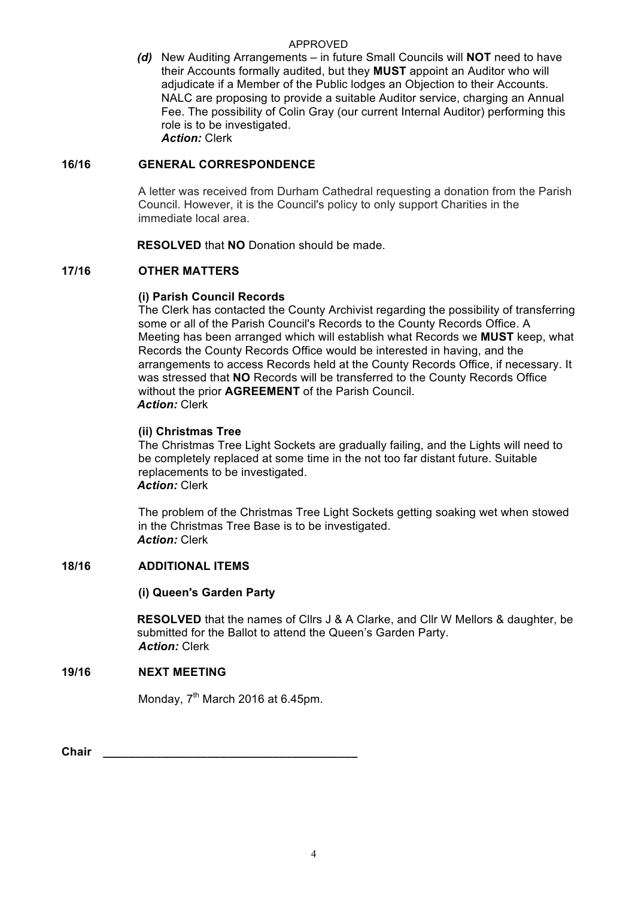APPROVED

*(d)* New Auditing Arrangements – in future Small Councils will **NOT** need to have their Accounts formally audited, but they **MUST** appoint an Auditor who will adjudicate if a Member of the Public lodges an Objection to their Accounts. NALC are proposing to provide a suitable Auditor service, charging an Annual Fee. The possibility of Colin Gray (our current Internal Auditor) performing this role is to be investigated.
***Action:*** Clerk

## 16/16 GENERAL CORRESPONDENCE

A letter was received from Durham Cathedral requesting a donation from the Parish Council. However, it is the Council's policy to only support Charities in the immediate local area.

**RESOLVED** that **NO** Donation should be made.

## 17/16 OTHER MATTERS

**(i) Parish Council Records**

The Clerk has contacted the County Archivist regarding the possibility of transferring some or all of the Parish Council's Records to the County Records Office. A Meeting has been arranged which will establish what Records we **MUST** keep, what Records the County Records Office would be interested in having, and the arrangements to access Records held at the County Records Office, if necessary. It was stressed that **NO** Records will be transferred to the County Records Office without the prior **AGREEMENT** of the Parish Council.
***Action:*** Clerk

**(ii) Christmas Tree**

The Christmas Tree Light Sockets are gradually failing, and the Lights will need to be completely replaced at some time in the not too far distant future. Suitable replacements to be investigated.
***Action:*** Clerk

The problem of the Christmas Tree Light Sockets getting soaking wet when stowed in the Christmas Tree Base is to be investigated.
***Action:*** Clerk

## 18/16 ADDITIONAL ITEMS

**(i) Queen's Garden Party**

**RESOLVED** that the names of Cllrs J & A Clarke, and Cllr W Mellors & daughter, be submitted for the Ballot to attend the Queen's Garden Party.
***Action:*** Clerk

## 19/16 NEXT MEETING

Monday, 7th March 2016 at 6.45pm.

**Chair** ________________________________________